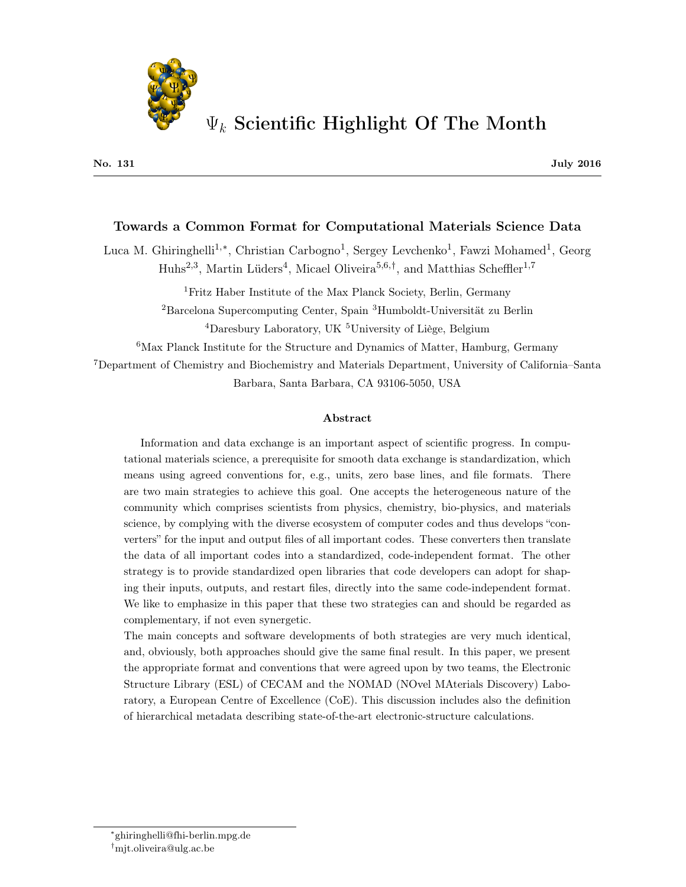# $\Psi_k$ Scientific Highlight Of The Month

**No. 131** **July 2016**

## Towards a Common Format for Computational Materials Science Data

Luca M. Ghiringhelli[1,*], Christian Carbogno[1], Sergey Levchenko[1], Fawzi Mohamed[1], Georg Huhs[2,3], Martin Lüders[4], Micael Oliveira[5,6,†], and Matthias Scheffler[1,7]

[1]Fritz Haber Institute of the Max Planck Society, Berlin, Germany

[2]Barcelona Supercomputing Center, Spain [3]Humboldt-Universität zu Berlin

[4]Daresbury Laboratory, UK [5]University of Liège, Belgium

[6]Max Planck Institute for the Structure and Dynamics of Matter, Hamburg, Germany

[7]Department of Chemistry and Biochemistry and Materials Department, University of California–Santa Barbara, Santa Barbara, CA 93106-5050, USA

### Abstract

Information and data exchange is an important aspect of scientific progress. In computational materials science, a prerequisite for smooth data exchange is standardization, which means using agreed conventions for, e.g., units, zero base lines, and file formats. There are two main strategies to achieve this goal. One accepts the heterogeneous nature of the community which comprises scientists from physics, chemistry, bio-physics, and materials science, by complying with the diverse ecosystem of computer codes and thus develops "converters" for the input and output files of all important codes. These converters then translate the data of all important codes into a standardized, code-independent format. The other strategy is to provide standardized open libraries that code developers can adopt for shaping their inputs, outputs, and restart files, directly into the same code-independent format. We like to emphasize in this paper that these two strategies can and should be regarded as complementary, if not even synergetic.

The main concepts and software developments of both strategies are very much identical, and, obviously, both approaches should give the same final result. In this paper, we present the appropriate format and conventions that were agreed upon by two teams, the Electronic Structure Library (ESL) of CECAM and the NOMAD (NOvel MAterials Discovery) Laboratory, a European Centre of Excellence (CoE). This discussion includes also the definition of hierarchical metadata describing state-of-the-art electronic-structure calculations.

---

*ghiringhelli@fhi-berlin.mpg.de

†mjt.oliveira@ulg.ac.be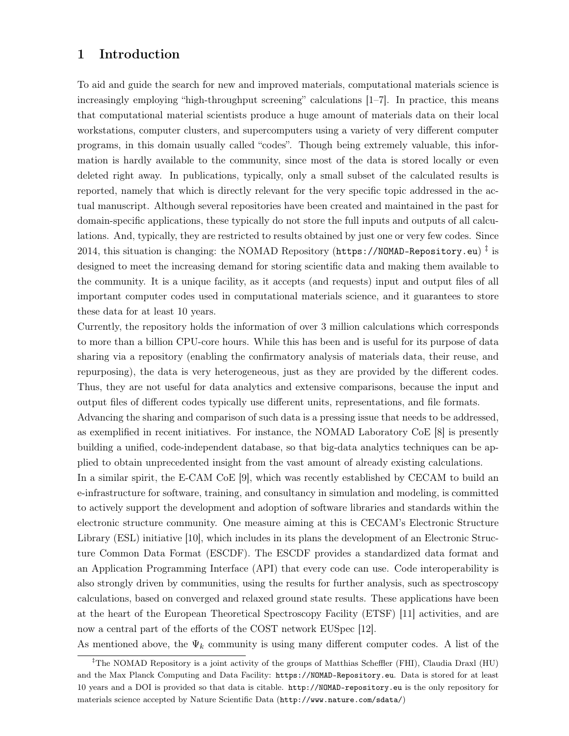# 1 Introduction

To aid and guide the search for new and improved materials, computational materials science is increasingly employing "high-throughput screening" calculations [1–7]. In practice, this means that computational material scientists produce a huge amount of materials data on their local workstations, computer clusters, and supercomputers using a variety of very different computer programs, in this domain usually called "codes". Though being extremely valuable, this information is hardly available to the community, since most of the data is stored locally or even deleted right away. In publications, typically, only a small subset of the calculated results is reported, namely that which is directly relevant for the very specific topic addressed in the actual manuscript. Although several repositories have been created and maintained in the past for domain-specific applications, these typically do not store the full inputs and outputs of all calculations. And, typically, they are restricted to results obtained by just one or very few codes. Since 2014, this situation is changing: the NOMAD Repository (`https://NOMAD-Repository.eu`) [‡] is designed to meet the increasing demand for storing scientific data and making them available to the community. It is a unique facility, as it accepts (and requests) input and output files of all important computer codes used in computational materials science, and it guarantees to store these data for at least 10 years.

Currently, the repository holds the information of over 3 million calculations which corresponds to more than a billion CPU-core hours. While this has been and is useful for its purpose of data sharing via a repository (enabling the confirmatory analysis of materials data, their reuse, and repurposing), the data is very heterogeneous, just as they are provided by the different codes. Thus, they are not useful for data analytics and extensive comparisons, because the input and output files of different codes typically use different units, representations, and file formats.

Advancing the sharing and comparison of such data is a pressing issue that needs to be addressed, as exemplified in recent initiatives. For instance, the NOMAD Laboratory CoE [8] is presently building a unified, code-independent database, so that big-data analytics techniques can be applied to obtain unprecedented insight from the vast amount of already existing calculations.

In a similar spirit, the E-CAM CoE [9], which was recently established by CECAM to build an e-infrastructure for software, training, and consultancy in simulation and modeling, is committed to actively support the development and adoption of software libraries and standards within the electronic structure community. One measure aiming at this is CECAM's Electronic Structure Library (ESL) initiative [10], which includes in its plans the development of an Electronic Structure Common Data Format (ESCDF). The ESCDF provides a standardized data format and an Application Programming Interface (API) that every code can use. Code interoperability is also strongly driven by communities, using the results for further analysis, such as spectroscopy calculations, based on converged and relaxed ground state results. These applications have been at the heart of the European Theoretical Spectroscopy Facility (ETSF) [11] activities, and are now a central part of the efforts of the COST network EUSpec [12].

As mentioned above, the $\Psi_k$ community is using many different computer codes. A list of the

[‡] The NOMAD Repository is a joint activity of the groups of Matthias Scheffler (FHI), Claudia Draxl (HU) and the Max Planck Computing and Data Facility: `https://NOMAD-Repository.eu`. Data is stored for at least 10 years and a DOI is provided so that data is citable. `http://NOMAD-repository.eu` is the only repository for materials science accepted by Nature Scientific Data (`http://www.nature.com/sdata/`)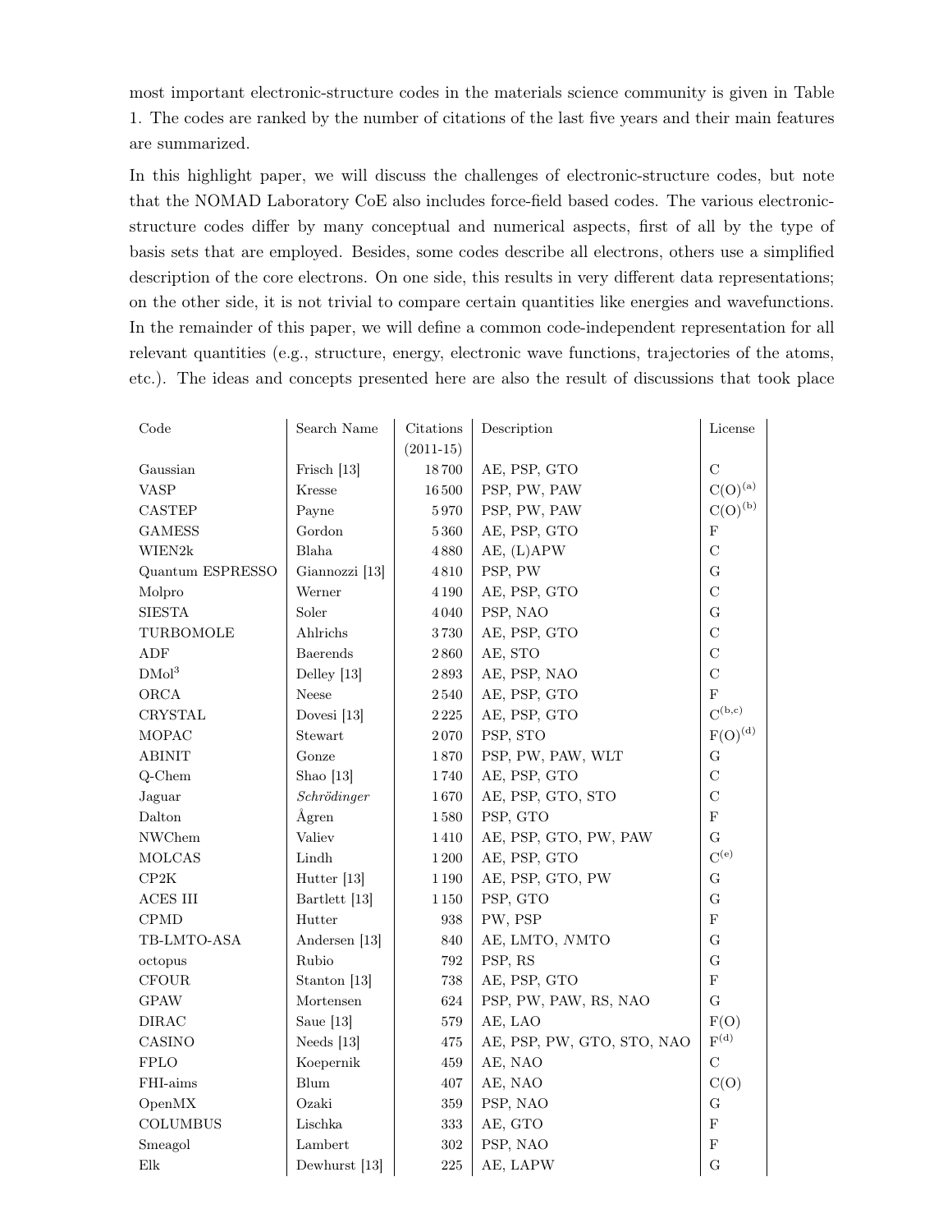most important electronic-structure codes in the materials science community is given in Table 1. The codes are ranked by the number of citations of the last five years and their main features are summarized.

In this highlight paper, we will discuss the challenges of electronic-structure codes, but note that the NOMAD Laboratory CoE also includes force-field based codes. The various electronic-structure codes differ by many conceptual and numerical aspects, first of all by the type of basis sets that are employed. Besides, some codes describe all electrons, others use a simplified description of the core electrons. On one side, this results in very different data representations; on the other side, it is not trivial to compare certain quantities like energies and wavefunctions. In the remainder of this paper, we will define a common code-independent representation for all relevant quantities (e.g., structure, energy, electronic wave functions, trajectories of the atoms, etc.). The ideas and concepts presented here are also the result of discussions that took place

| Code | Search Name | Citations (2011-15) | Description | License |
|---|---|---|---|---|
| Gaussian | Frisch [13] | 18 700 | AE, PSP, GTO | C |
| VASP | Kresse | 16 500 | PSP, PW, PAW | C(O)[(a)] |
| CASTEP | Payne | 5 970 | PSP, PW, PAW | C(O)[(b)] |
| GAMESS | Gordon | 5 360 | AE, PSP, GTO | F |
| WIEN2k | Blaha | 4 880 | AE, (L)APW | C |
| Quantum ESPRESSO | Giannozzi [13] | 4 810 | PSP, PW | G |
| Molpro | Werner | 4 190 | AE, PSP, GTO | C |
| SIESTA | Soler | 4 040 | PSP, NAO | G |
| TURBOMOLE | Ahlrichs | 3 730 | AE, PSP, GTO | C |
| ADF | Baerends | 2 860 | AE, STO | C |
| DMol$^3$ | Delley [13] | 2 893 | AE, PSP, NAO | C |
| ORCA | Neese | 2 540 | AE, PSP, GTO | F |
| CRYSTAL | Dovesi [13] | 2 225 | AE, PSP, GTO | C[(b,c)] |
| MOPAC | Stewart | 2 070 | PSP, STO | F(O)[(d)] |
| ABINIT | Gonze | 1 870 | PSP, PW, PAW, WLT | G |
| Q-Chem | Shao [13] | 1 740 | AE, PSP, GTO | C |
| Jaguar | *Schrödinger* | 1 670 | AE, PSP, GTO, STO | C |
| Dalton | Ågren | 1 580 | PSP, GTO | F |
| NWChem | Valiev | 1 410 | AE, PSP, GTO, PW, PAW | G |
| MOLCAS | Lindh | 1 200 | AE, PSP, GTO | C[(e)] |
| CP2K | Hutter [13] | 1 190 | AE, PSP, GTO, PW | G |
| ACES III | Bartlett [13] | 1 150 | PSP, GTO | G |
| CPMD | Hutter | 938 | PW, PSP | F |
| TB-LMTO-ASA | Andersen [13] | 840 | AE, LMTO, *N*MTO | G |
| octopus | Rubio | 792 | PSP, RS | G |
| CFOUR | Stanton [13] | 738 | AE, PSP, GTO | F |
| GPAW | Mortensen | 624 | PSP, PW, PAW, RS, NAO | G |
| DIRAC | Saue [13] | 579 | AE, LAO | F(O) |
| CASINO | Needs [13] | 475 | AE, PSP, PW, GTO, STO, NAO | F[(d)] |
| FPLO | Koepernik | 459 | AE, NAO | C |
| FHI-aims | Blum | 407 | AE, NAO | C(O) |
| OpenMX | Ozaki | 359 | PSP, NAO | G |
| COLUMBUS | Lischka | 333 | AE, GTO | F |
| Smeagol | Lambert | 302 | PSP, NAO | F |
| Elk | Dewhurst [13] | 225 | AE, LAPW | G |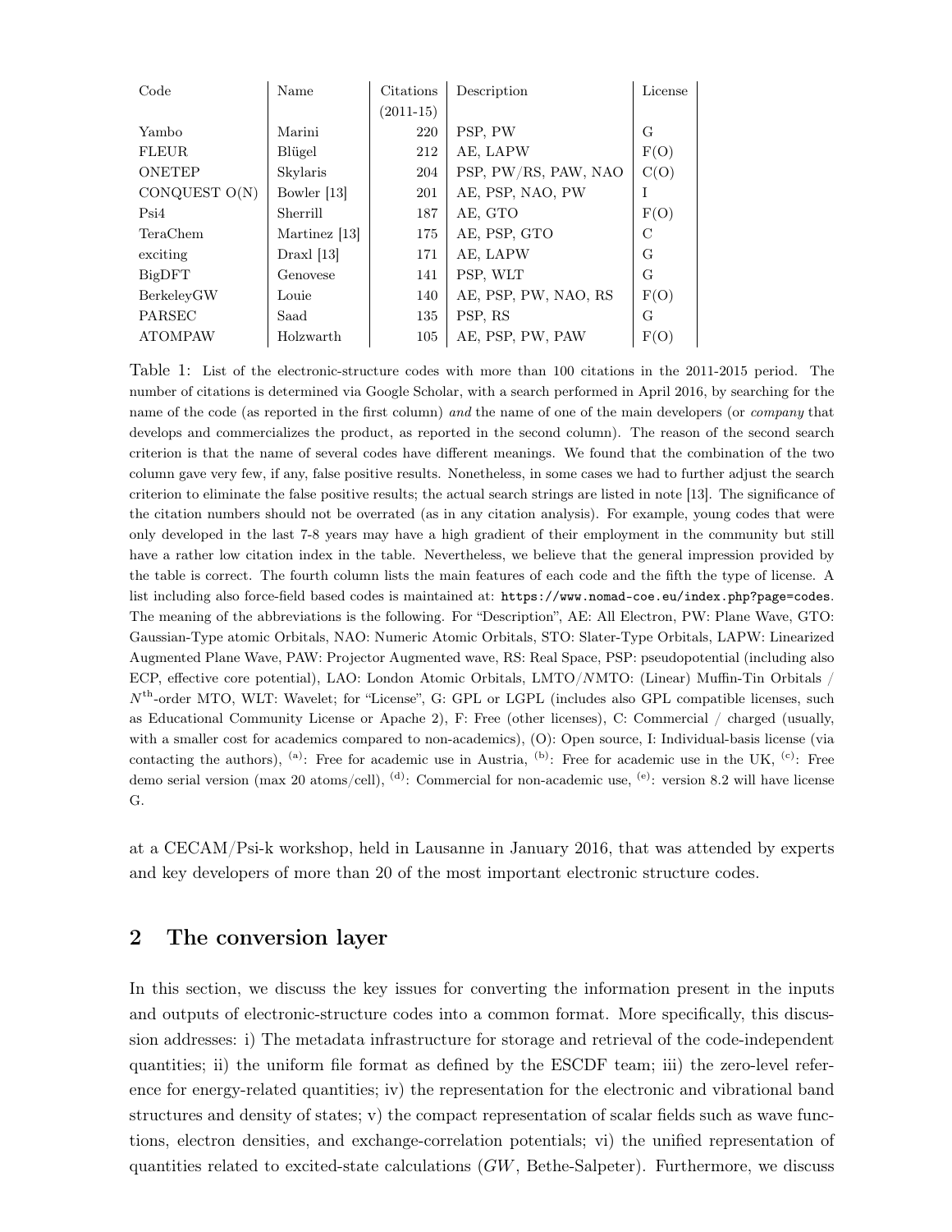| Code | Name | Citations (2011-15) | Description | License |
|---|---|---|---|---|
| Yambo | Marini | 220 | PSP, PW | G |
| FLEUR | Blügel | 212 | AE, LAPW | F(O) |
| ONETEP | Skylaris | 204 | PSP, PW/RS, PAW, NAO | C(O) |
| CONQUEST O(N) | Bowler [13] | 201 | AE, PSP, NAO, PW | I |
| Psi4 | Sherrill | 187 | AE, GTO | F(O) |
| TeraChem | Martinez [13] | 175 | AE, PSP, GTO | C |
| exciting | Draxl [13] | 171 | AE, LAPW | G |
| BigDFT | Genovese | 141 | PSP, WLT | G |
| BerkeleyGW | Louie | 140 | AE, PSP, PW, NAO, RS | F(O) |
| PARSEC | Saad | 135 | PSP, RS | G |
| ATOMPAW | Holzwarth | 105 | AE, PSP, PW, PAW | F(O) |

Table 1: List of the electronic-structure codes with more than 100 citations in the 2011-2015 period. The number of citations is determined via Google Scholar, with a search performed in April 2016, by searching for the name of the code (as reported in the first column) *and* the name of one of the main developers (or *company* that develops and commercializes the product, as reported in the second column). The reason of the second search criterion is that the name of several codes have different meanings. We found that the combination of the two column gave very few, if any, false positive results. Nonetheless, in some cases we had to further adjust the search criterion to eliminate the false positive results; the actual search strings are listed in note [13]. The significance of the citation numbers should not be overrated (as in any citation analysis). For example, young codes that were only developed in the last 7-8 years may have a high gradient of their employment in the community but still have a rather low citation index in the table. Nevertheless, we believe that the general impression provided by the table is correct. The fourth column lists the main features of each code and the fifth the type of license. A list including also force-field based codes is maintained at: `https://www.nomad-coe.eu/index.php?page=codes`. The meaning of the abbreviations is the following. For "Description", AE: All Electron, PW: Plane Wave, GTO: Gaussian-Type atomic Orbitals, NAO: Numeric Atomic Orbitals, STO: Slater-Type Orbitals, LAPW: Linearized Augmented Plane Wave, PAW: Projector Augmented wave, RS: Real Space, PSP: pseudopotential (including also ECP, effective core potential), LAO: London Atomic Orbitals, LMTO/$N$MTO: (Linear) Muffin-Tin Orbitals / $N^{\text{th}}$-order MTO, WLT: Wavelet; for "License", G: GPL or LGPL (includes also GPL compatible licenses, such as Educational Community License or Apache 2), F: Free (other licenses), C: Commercial / charged (usually, with a smaller cost for academics compared to non-academics), (O): Open source, I: Individual-basis license (via contacting the authors), [(a)]: Free for academic use in Austria, [(b)]: Free for academic use in the UK, [(c)]: Free demo serial version (max 20 atoms/cell), [(d)]: Commercial for non-academic use, [(e)]: version 8.2 will have license G.

at a CECAM/Psi-k workshop, held in Lausanne in January 2016, that was attended by experts and key developers of more than 20 of the most important electronic structure codes.

## 2 The conversion layer

In this section, we discuss the key issues for converting the information present in the inputs and outputs of electronic-structure codes into a common format. More specifically, this discussion addresses: i) The metadata infrastructure for storage and retrieval of the code-independent quantities; ii) the uniform file format as defined by the ESCDF team; iii) the zero-level reference for energy-related quantities; iv) the representation for the electronic and vibrational band structures and density of states; v) the compact representation of scalar fields such as wave functions, electron densities, and exchange-correlation potentials; vi) the unified representation of quantities related to excited-state calculations ($GW$, Bethe-Salpeter). Furthermore, we discuss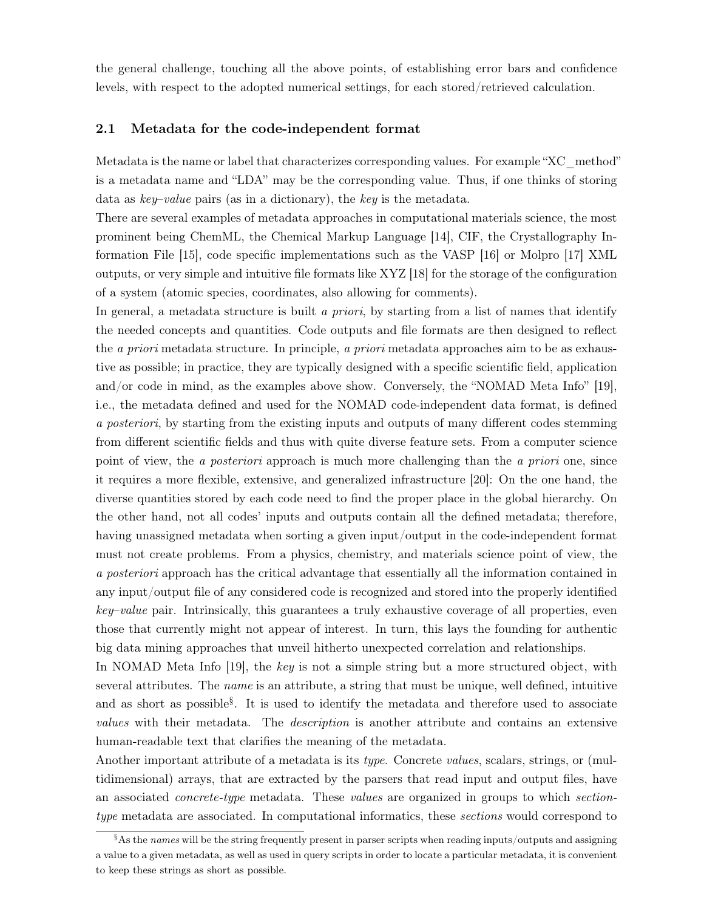the general challenge, touching all the above points, of establishing error bars and confidence levels, with respect to the adopted numerical settings, for each stored/retrieved calculation.

## 2.1 Metadata for the code-independent format

Metadata is the name or label that characterizes corresponding values. For example "XC_method" is a metadata name and "LDA" may be the corresponding value. Thus, if one thinks of storing data as *key–value* pairs (as in a dictionary), the *key* is the metadata.

There are several examples of metadata approaches in computational materials science, the most prominent being ChemML, the Chemical Markup Language [14], CIF, the Crystallography Information File [15], code specific implementations such as the VASP [16] or Molpro [17] XML outputs, or very simple and intuitive file formats like XYZ [18] for the storage of the configuration of a system (atomic species, coordinates, also allowing for comments).

In general, a metadata structure is built *a priori*, by starting from a list of names that identify the needed concepts and quantities. Code outputs and file formats are then designed to reflect the *a priori* metadata structure. In principle, *a priori* metadata approaches aim to be as exhaustive as possible; in practice, they are typically designed with a specific scientific field, application and/or code in mind, as the examples above show. Conversely, the "NOMAD Meta Info" [19], i.e., the metadata defined and used for the NOMAD code-independent data format, is defined *a posteriori*, by starting from the existing inputs and outputs of many different codes stemming from different scientific fields and thus with quite diverse feature sets. From a computer science point of view, the *a posteriori* approach is much more challenging than the *a priori* one, since it requires a more flexible, extensive, and generalized infrastructure [20]: On the one hand, the diverse quantities stored by each code need to find the proper place in the global hierarchy. On the other hand, not all codes' inputs and outputs contain all the defined metadata; therefore, having unassigned metadata when sorting a given input/output in the code-independent format must not create problems. From a physics, chemistry, and materials science point of view, the *a posteriori* approach has the critical advantage that essentially all the information contained in any input/output file of any considered code is recognized and stored into the properly identified *key–value* pair. Intrinsically, this guarantees a truly exhaustive coverage of all properties, even those that currently might not appear of interest. In turn, this lays the founding for authentic big data mining approaches that unveil hitherto unexpected correlation and relationships.

In NOMAD Meta Info [19], the *key* is not a simple string but a more structured object, with several attributes. The *name* is an attribute, a string that must be unique, well defined, intuitive and as short as possible[§]. It is used to identify the metadata and therefore used to associate *values* with their metadata. The *description* is another attribute and contains an extensive human-readable text that clarifies the meaning of the metadata.

Another important attribute of a metadata is its *type*. Concrete *values*, scalars, strings, or (multidimensional) arrays, that are extracted by the parsers that read input and output files, have an associated *concrete-type* metadata. These *values* are organized in groups to which *section-type* metadata are associated. In computational informatics, these *sections* would correspond to

[§] As the *names* will be the string frequently present in parser scripts when reading inputs/outputs and assigning a value to a given metadata, as well as used in query scripts in order to locate a particular metadata, it is convenient to keep these strings as short as possible.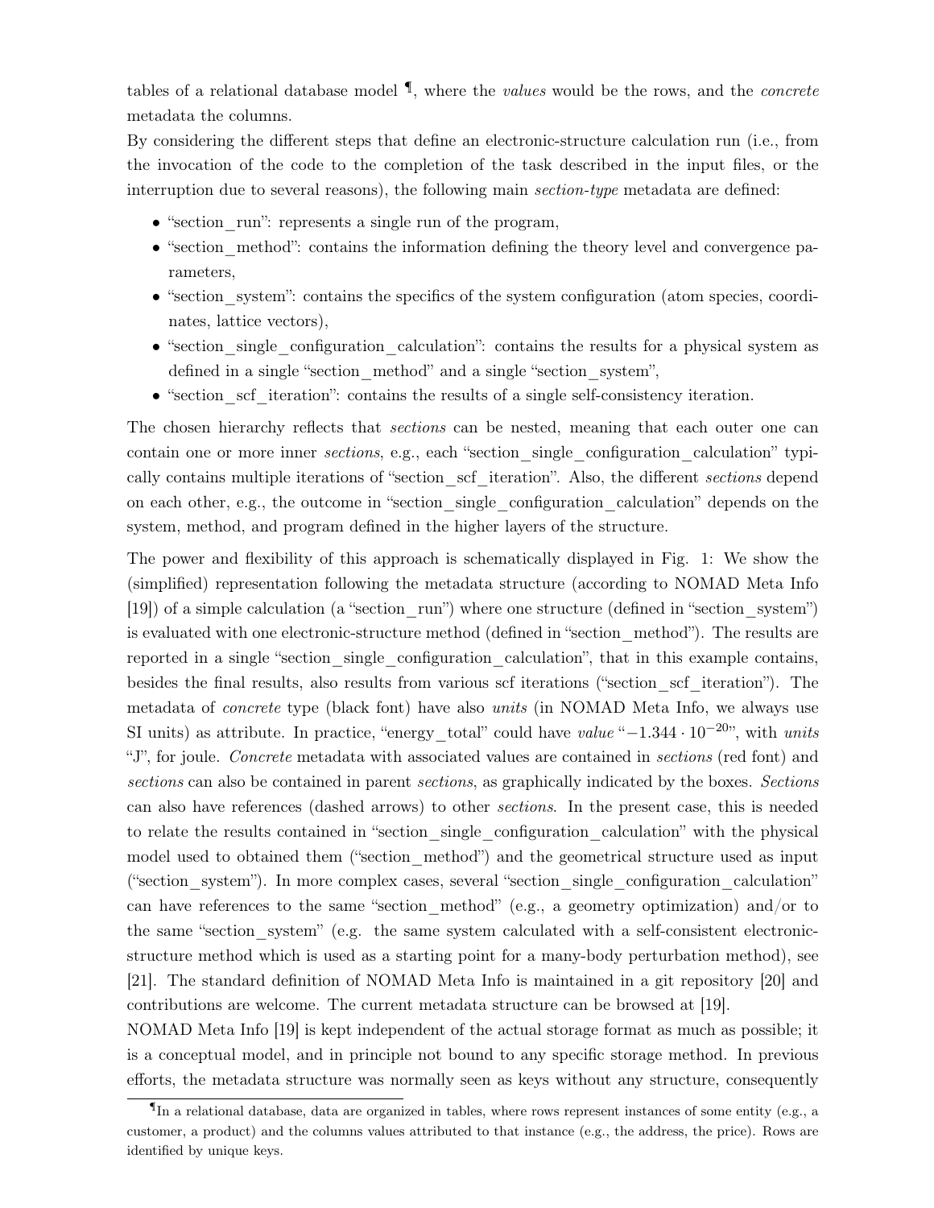tables of a relational database model [¶], where the *values* would be the rows, and the *concrete* metadata the columns.

By considering the different steps that define an electronic-structure calculation run (i.e., from the invocation of the code to the completion of the task described in the input files, or the interruption due to several reasons), the following main *section-type* metadata are defined:

- "section_run": represents a single run of the program,
- "section_method": contains the information defining the theory level and convergence parameters,
- "section_system": contains the specifics of the system configuration (atom species, coordinates, lattice vectors),
- "section_single_configuration_calculation": contains the results for a physical system as defined in a single "section_method" and a single "section_system",
- "section_scf_iteration": contains the results of a single self-consistency iteration.

The chosen hierarchy reflects that *sections* can be nested, meaning that each outer one can contain one or more inner *sections*, e.g., each "section_single_configuration_calculation" typically contains multiple iterations of "section_scf_iteration". Also, the different *sections* depend on each other, e.g., the outcome in "section_single_configuration_calculation" depends on the system, method, and program defined in the higher layers of the structure.

The power and flexibility of this approach is schematically displayed in Fig. 1: We show the (simplified) representation following the metadata structure (according to NOMAD Meta Info [19]) of a simple calculation (a "section_run") where one structure (defined in "section_system") is evaluated with one electronic-structure method (defined in "section_method"). The results are reported in a single "section_single_configuration_calculation", that in this example contains, besides the final results, also results from various scf iterations ("section_scf_iteration"). The metadata of *concrete* type (black font) have also *units* (in NOMAD Meta Info, we always use SI units) as attribute. In practice, "energy_total" could have *value* "$-1.344 \cdot 10^{-20}$", with *units* "J", for joule. *Concrete* metadata with associated values are contained in *sections* (red font) and *sections* can also be contained in parent *sections*, as graphically indicated by the boxes. *Sections* can also have references (dashed arrows) to other *sections*. In the present case, this is needed to relate the results contained in "section_single_configuration_calculation" with the physical model used to obtained them ("section_method") and the geometrical structure used as input ("section_system"). In more complex cases, several "section_single_configuration_calculation" can have references to the same "section_method" (e.g., a geometry optimization) and/or to the same "section_system" (e.g. the same system calculated with a self-consistent electronic-structure method which is used as a starting point for a many-body perturbation method), see [21]. The standard definition of NOMAD Meta Info is maintained in a git repository [20] and contributions are welcome. The current metadata structure can be browsed at [19].

NOMAD Meta Info [19] is kept independent of the actual storage format as much as possible; it is a conceptual model, and in principle not bound to any specific storage method. In previous efforts, the metadata structure was normally seen as keys without any structure, consequently

[¶] In a relational database, data are organized in tables, where rows represent instances of some entity (e.g., a customer, a product) and the columns values attributed to that instance (e.g., the address, the price). Rows are identified by unique keys.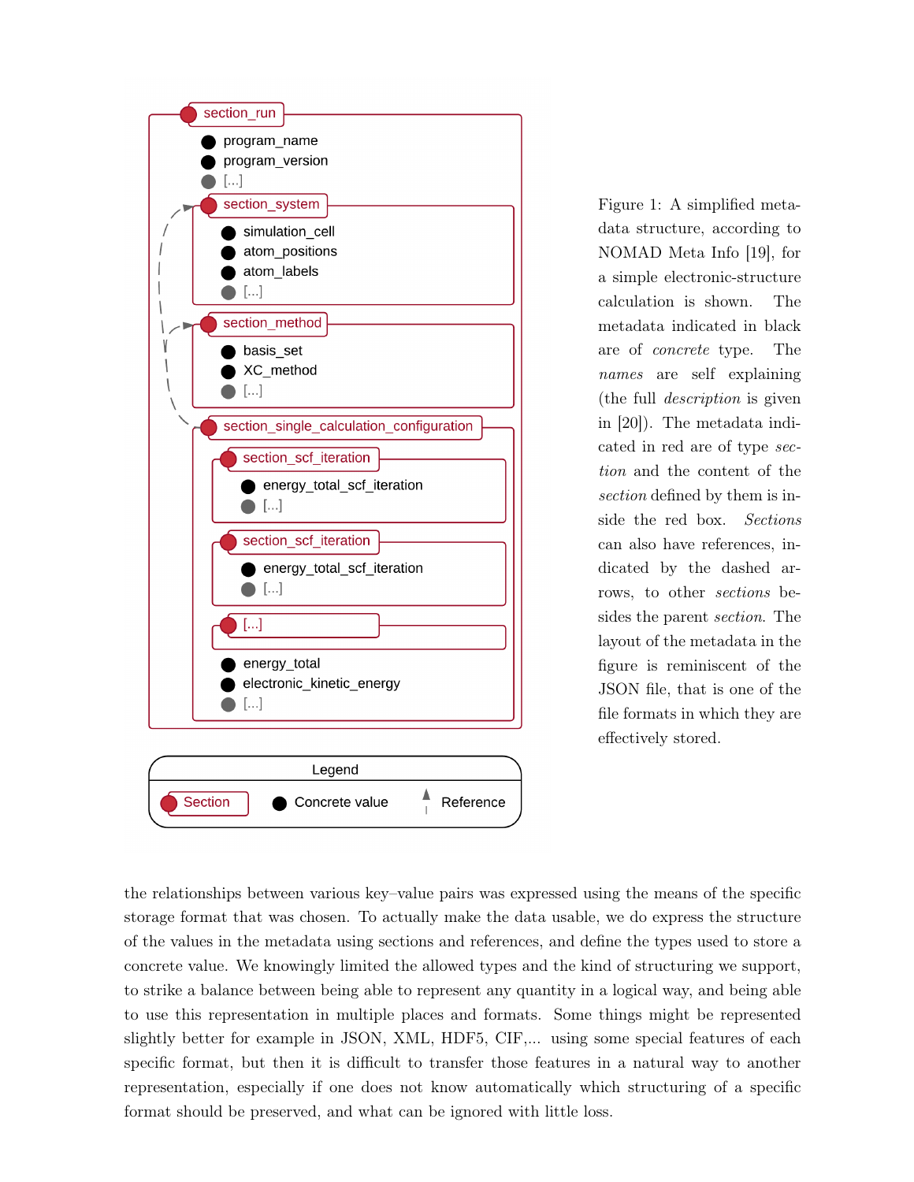Figure 1: A simplified metadata structure, according to NOMAD Meta Info [19], for a simple electronic-structure calculation is shown. The metadata indicated in black are of *concrete* type. The *names* are self explaining (the full *description* is given in [20]). The metadata indicated in red are of type *section* and the content of the *section* defined by them is inside the red box. *Sections* can also have references, indicated by the dashed arrows, to other *sections* besides the parent *section*. The layout of the metadata in the figure is reminiscent of the JSON file, that is one of the file formats in which they are effectively stored.

the relationships between various key–value pairs was expressed using the means of the specific storage format that was chosen. To actually make the data usable, we do express the structure of the values in the metadata using sections and references, and define the types used to store a concrete value. We knowingly limited the allowed types and the kind of structuring we support, to strike a balance between being able to represent any quantity in a logical way, and being able to use this representation in multiple places and formats. Some things might be represented slightly better for example in JSON, XML, HDF5, CIF,... using some special features of each specific format, but then it is difficult to transfer those features in a natural way to another representation, especially if one does not know automatically which structuring of a specific format should be preserved, and what can be ignored with little loss.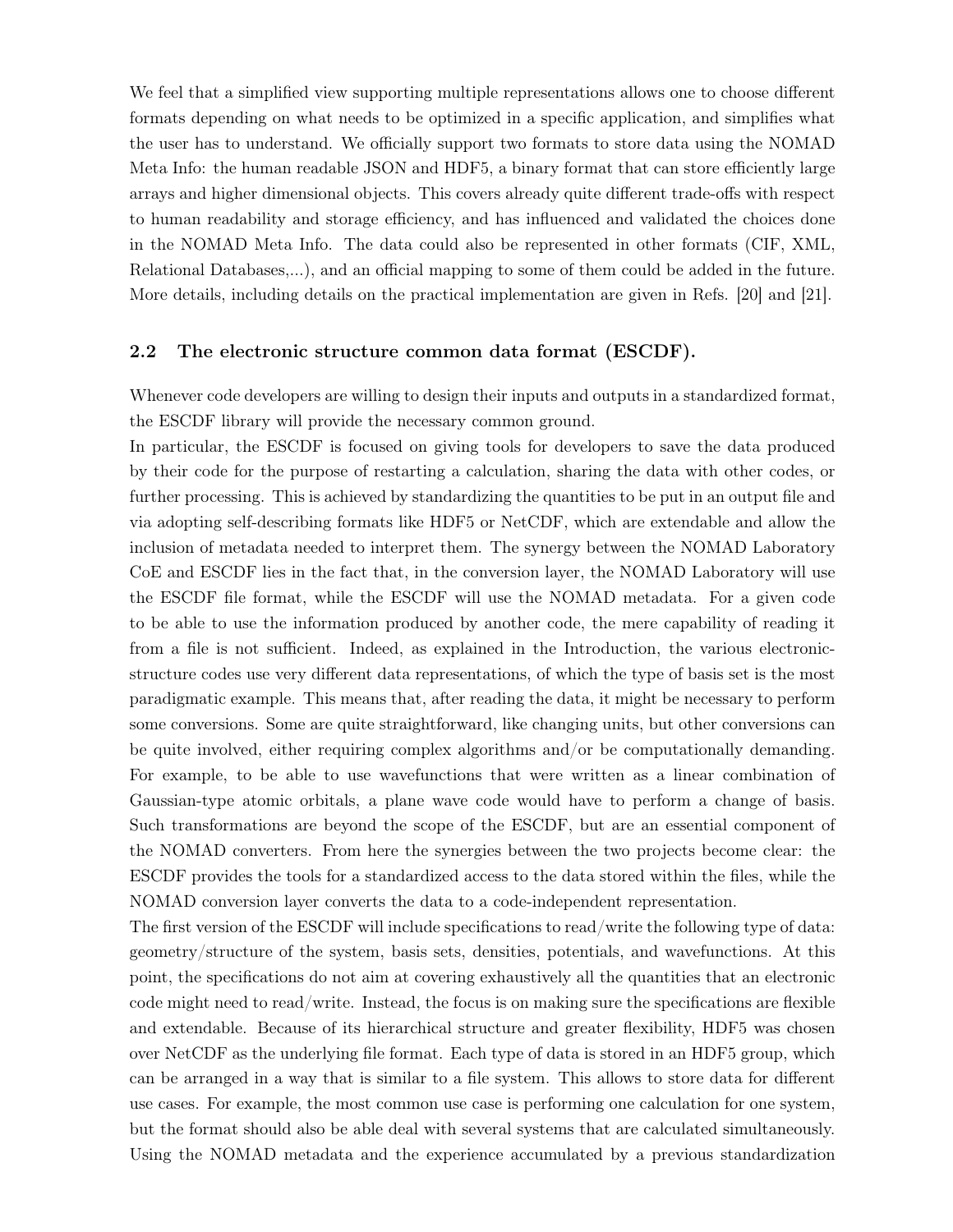We feel that a simplified view supporting multiple representations allows one to choose different formats depending on what needs to be optimized in a specific application, and simplifies what the user has to understand. We officially support two formats to store data using the NOMAD Meta Info: the human readable JSON and HDF5, a binary format that can store efficiently large arrays and higher dimensional objects. This covers already quite different trade-offs with respect to human readability and storage efficiency, and has influenced and validated the choices done in the NOMAD Meta Info. The data could also be represented in other formats (CIF, XML, Relational Databases,...), and an official mapping to some of them could be added in the future. More details, including details on the practical implementation are given in Refs. [20] and [21].

## 2.2 The electronic structure common data format (ESCDF).

Whenever code developers are willing to design their inputs and outputs in a standardized format, the ESCDF library will provide the necessary common ground.

In particular, the ESCDF is focused on giving tools for developers to save the data produced by their code for the purpose of restarting a calculation, sharing the data with other codes, or further processing. This is achieved by standardizing the quantities to be put in an output file and via adopting self-describing formats like HDF5 or NetCDF, which are extendable and allow the inclusion of metadata needed to interpret them. The synergy between the NOMAD Laboratory CoE and ESCDF lies in the fact that, in the conversion layer, the NOMAD Laboratory will use the ESCDF file format, while the ESCDF will use the NOMAD metadata. For a given code to be able to use the information produced by another code, the mere capability of reading it from a file is not sufficient. Indeed, as explained in the Introduction, the various electronic-structure codes use very different data representations, of which the type of basis set is the most paradigmatic example. This means that, after reading the data, it might be necessary to perform some conversions. Some are quite straightforward, like changing units, but other conversions can be quite involved, either requiring complex algorithms and/or be computationally demanding. For example, to be able to use wavefunctions that were written as a linear combination of Gaussian-type atomic orbitals, a plane wave code would have to perform a change of basis. Such transformations are beyond the scope of the ESCDF, but are an essential component of the NOMAD converters. From here the synergies between the two projects become clear: the ESCDF provides the tools for a standardized access to the data stored within the files, while the NOMAD conversion layer converts the data to a code-independent representation.

The first version of the ESCDF will include specifications to read/write the following type of data: geometry/structure of the system, basis sets, densities, potentials, and wavefunctions. At this point, the specifications do not aim at covering exhaustively all the quantities that an electronic code might need to read/write. Instead, the focus is on making sure the specifications are flexible and extendable. Because of its hierarchical structure and greater flexibility, HDF5 was chosen over NetCDF as the underlying file format. Each type of data is stored in an HDF5 group, which can be arranged in a way that is similar to a file system. This allows to store data for different use cases. For example, the most common use case is performing one calculation for one system, but the format should also be able deal with several systems that are calculated simultaneously. Using the NOMAD metadata and the experience accumulated by a previous standardization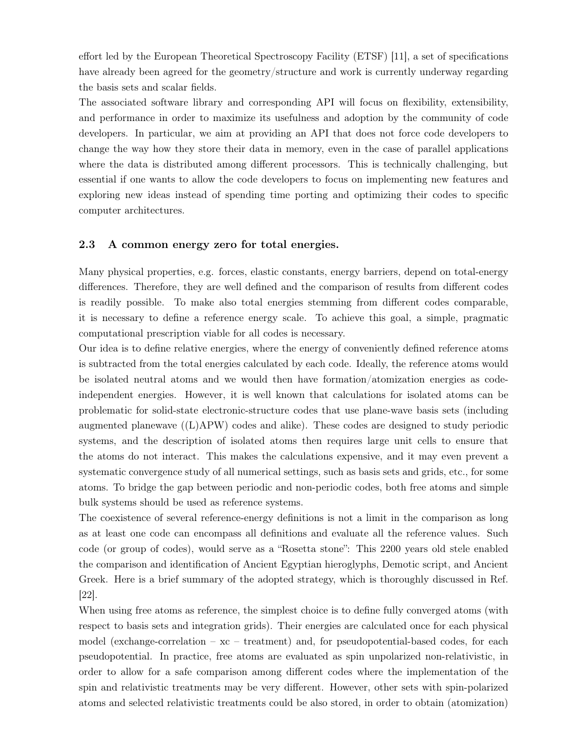effort led by the European Theoretical Spectroscopy Facility (ETSF) [11], a set of specifications have already been agreed for the geometry/structure and work is currently underway regarding the basis sets and scalar fields.

The associated software library and corresponding API will focus on flexibility, extensibility, and performance in order to maximize its usefulness and adoption by the community of code developers. In particular, we aim at providing an API that does not force code developers to change the way how they store their data in memory, even in the case of parallel applications where the data is distributed among different processors. This is technically challenging, but essential if one wants to allow the code developers to focus on implementing new features and exploring new ideas instead of spending time porting and optimizing their codes to specific computer architectures.

### 2.3 A common energy zero for total energies.

Many physical properties, e.g. forces, elastic constants, energy barriers, depend on total-energy differences. Therefore, they are well defined and the comparison of results from different codes is readily possible. To make also total energies stemming from different codes comparable, it is necessary to define a reference energy scale. To achieve this goal, a simple, pragmatic computational prescription viable for all codes is necessary.

Our idea is to define relative energies, where the energy of conveniently defined reference atoms is subtracted from the total energies calculated by each code. Ideally, the reference atoms would be isolated neutral atoms and we would then have formation/atomization energies as code-independent energies. However, it is well known that calculations for isolated atoms can be problematic for solid-state electronic-structure codes that use plane-wave basis sets (including augmented planewave ((L)APW) codes and alike). These codes are designed to study periodic systems, and the description of isolated atoms then requires large unit cells to ensure that the atoms do not interact. This makes the calculations expensive, and it may even prevent a systematic convergence study of all numerical settings, such as basis sets and grids, etc., for some atoms. To bridge the gap between periodic and non-periodic codes, both free atoms and simple bulk systems should be used as reference systems.

The coexistence of several reference-energy definitions is not a limit in the comparison as long as at least one code can encompass all definitions and evaluate all the reference values. Such code (or group of codes), would serve as a "Rosetta stone": This 2200 years old stele enabled the comparison and identification of Ancient Egyptian hieroglyphs, Demotic script, and Ancient Greek. Here is a brief summary of the adopted strategy, which is thoroughly discussed in Ref. [22].

When using free atoms as reference, the simplest choice is to define fully converged atoms (with respect to basis sets and integration grids). Their energies are calculated once for each physical model (exchange-correlation – xc – treatment) and, for pseudopotential-based codes, for each pseudopotential. In practice, free atoms are evaluated as spin unpolarized non-relativistic, in order to allow for a safe comparison among different codes where the implementation of the spin and relativistic treatments may be very different. However, other sets with spin-polarized atoms and selected relativistic treatments could be also stored, in order to obtain (atomization)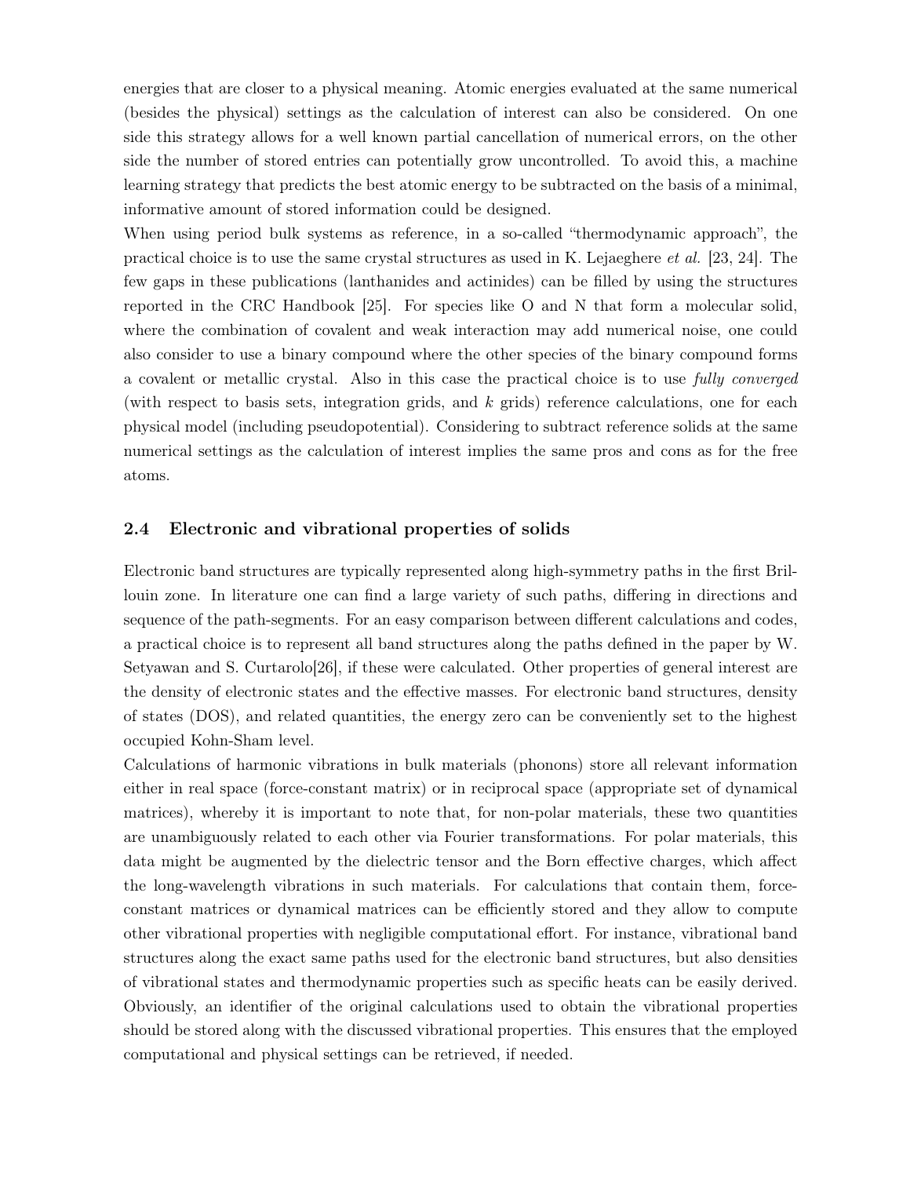energies that are closer to a physical meaning. Atomic energies evaluated at the same numerical (besides the physical) settings as the calculation of interest can also be considered. On one side this strategy allows for a well known partial cancellation of numerical errors, on the other side the number of stored entries can potentially grow uncontrolled. To avoid this, a machine learning strategy that predicts the best atomic energy to be subtracted on the basis of a minimal, informative amount of stored information could be designed.

When using period bulk systems as reference, in a so-called "thermodynamic approach", the practical choice is to use the same crystal structures as used in K. Lejaeghere *et al.* [23, 24]. The few gaps in these publications (lanthanides and actinides) can be filled by using the structures reported in the CRC Handbook [25]. For species like O and N that form a molecular solid, where the combination of covalent and weak interaction may add numerical noise, one could also consider to use a binary compound where the other species of the binary compound forms a covalent or metallic crystal. Also in this case the practical choice is to use *fully converged* (with respect to basis sets, integration grids, and $k$ grids) reference calculations, one for each physical model (including pseudopotential). Considering to subtract reference solids at the same numerical settings as the calculation of interest implies the same pros and cons as for the free atoms.

### 2.4 Electronic and vibrational properties of solids

Electronic band structures are typically represented along high-symmetry paths in the first Brillouin zone. In literature one can find a large variety of such paths, differing in directions and sequence of the path-segments. For an easy comparison between different calculations and codes, a practical choice is to represent all band structures along the paths defined in the paper by W. Setyawan and S. Curtarolo[26], if these were calculated. Other properties of general interest are the density of electronic states and the effective masses. For electronic band structures, density of states (DOS), and related quantities, the energy zero can be conveniently set to the highest occupied Kohn-Sham level.

Calculations of harmonic vibrations in bulk materials (phonons) store all relevant information either in real space (force-constant matrix) or in reciprocal space (appropriate set of dynamical matrices), whereby it is important to note that, for non-polar materials, these two quantities are unambiguously related to each other via Fourier transformations. For polar materials, this data might be augmented by the dielectric tensor and the Born effective charges, which affect the long-wavelength vibrations in such materials. For calculations that contain them, force-constant matrices or dynamical matrices can be efficiently stored and they allow to compute other vibrational properties with negligible computational effort. For instance, vibrational band structures along the exact same paths used for the electronic band structures, but also densities of vibrational states and thermodynamic properties such as specific heats can be easily derived. Obviously, an identifier of the original calculations used to obtain the vibrational properties should be stored along with the discussed vibrational properties. This ensures that the employed computational and physical settings can be retrieved, if needed.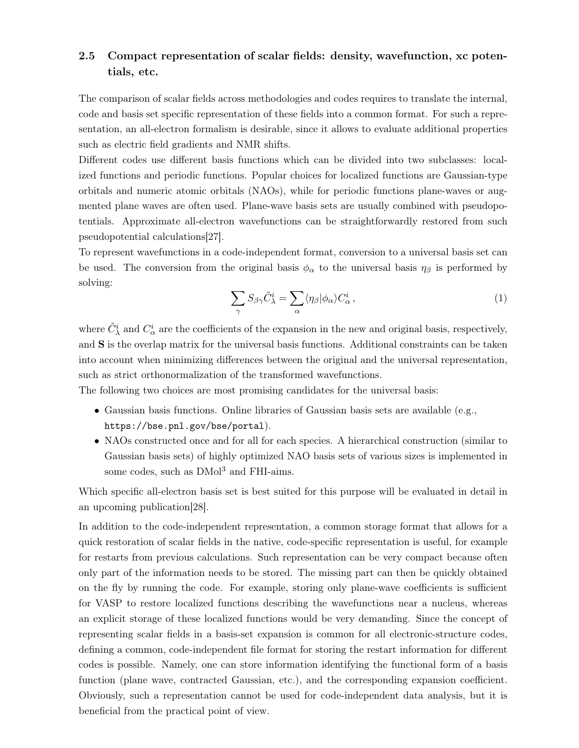### 2.5 Compact representation of scalar fields: density, wavefunction, xc potentials, etc.

The comparison of scalar fields across methodologies and codes requires to translate the internal, code and basis set specific representation of these fields into a common format. For such a representation, an all-electron formalism is desirable, since it allows to evaluate additional properties such as electric field gradients and NMR shifts.

Different codes use different basis functions which can be divided into two subclasses: localized functions and periodic functions. Popular choices for localized functions are Gaussian-type orbitals and numeric atomic orbitals (NAOs), while for periodic functions plane-waves or augmented plane waves are often used. Plane-wave basis sets are usually combined with pseudopotentials. Approximate all-electron wavefunctions can be straightforwardly restored from such pseudopotential calculations[27].

To represent wavefunctions in a code-independent format, conversion to a universal basis set can be used. The conversion from the original basis $\phi_\alpha$ to the universal basis $\eta_\beta$ is performed by solving:

$$\sum_{\gamma} S_{\beta\gamma} \tilde{C}^i_\lambda = \sum_{\alpha} \langle \eta_\beta | \phi_\alpha \rangle C^i_\alpha \,, \tag{1}$$

where $\tilde{C}^i_\lambda$ and $C^i_\alpha$ are the coefficients of the expansion in the new and original basis, respectively, and $\mathbf{S}$ is the overlap matrix for the universal basis functions. Additional constraints can be taken into account when minimizing differences between the original and the universal representation, such as strict orthonormalization of the transformed wavefunctions.

The following two choices are most promising candidates for the universal basis:

- Gaussian basis functions. Online libraries of Gaussian basis sets are available (e.g., `https://bse.pnl.gov/bse/portal`).
- NAOs constructed once and for all for each species. A hierarchical construction (similar to Gaussian basis sets) of highly optimized NAO basis sets of various sizes is implemented in some codes, such as $\text{DMol}^3$ and FHI-aims.

Which specific all-electron basis set is best suited for this purpose will be evaluated in detail in an upcoming publication[28].

In addition to the code-independent representation, a common storage format that allows for a quick restoration of scalar fields in the native, code-specific representation is useful, for example for restarts from previous calculations. Such representation can be very compact because often only part of the information needs to be stored. The missing part can then be quickly obtained on the fly by running the code. For example, storing only plane-wave coefficients is sufficient for VASP to restore localized functions describing the wavefunctions near a nucleus, whereas an explicit storage of these localized functions would be very demanding. Since the concept of representing scalar fields in a basis-set expansion is common for all electronic-structure codes, defining a common, code-independent file format for storing the restart information for different codes is possible. Namely, one can store information identifying the functional form of a basis function (plane wave, contracted Gaussian, etc.), and the corresponding expansion coefficient. Obviously, such a representation cannot be used for code-independent data analysis, but it is beneficial from the practical point of view.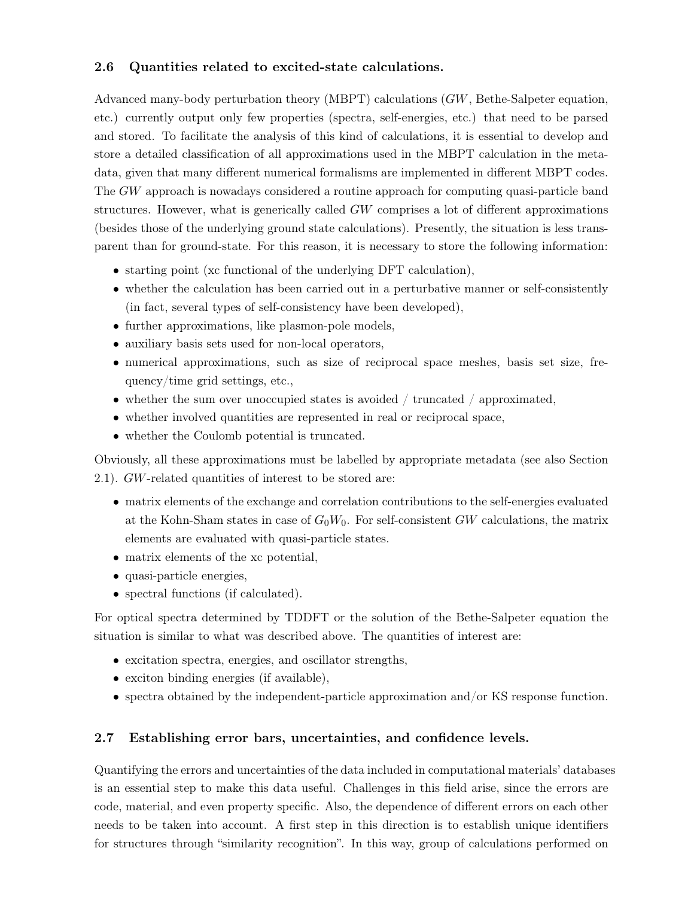### 2.6 Quantities related to excited-state calculations.

Advanced many-body perturbation theory (MBPT) calculations ($GW$, Bethe-Salpeter equation, etc.) currently output only few properties (spectra, self-energies, etc.) that need to be parsed and stored. To facilitate the analysis of this kind of calculations, it is essential to develop and store a detailed classification of all approximations used in the MBPT calculation in the metadata, given that many different numerical formalisms are implemented in different MBPT codes. The $GW$ approach is nowadays considered a routine approach for computing quasi-particle band structures. However, what is generically called $GW$ comprises a lot of different approximations (besides those of the underlying ground state calculations). Presently, the situation is less transparent than for ground-state. For this reason, it is necessary to store the following information:

- starting point (xc functional of the underlying DFT calculation),
- whether the calculation has been carried out in a perturbative manner or self-consistently (in fact, several types of self-consistency have been developed),
- further approximations, like plasmon-pole models,
- auxiliary basis sets used for non-local operators,
- numerical approximations, such as size of reciprocal space meshes, basis set size, frequency/time grid settings, etc.,
- whether the sum over unoccupied states is avoided / truncated / approximated,
- whether involved quantities are represented in real or reciprocal space,
- whether the Coulomb potential is truncated.

Obviously, all these approximations must be labelled by appropriate metadata (see also Section 2.1). $GW$-related quantities of interest to be stored are:

- matrix elements of the exchange and correlation contributions to the self-energies evaluated at the Kohn-Sham states in case of $G_0W_0$. For self-consistent $GW$ calculations, the matrix elements are evaluated with quasi-particle states.
- matrix elements of the xc potential,
- quasi-particle energies,
- spectral functions (if calculated).

For optical spectra determined by TDDFT or the solution of the Bethe-Salpeter equation the situation is similar to what was described above. The quantities of interest are:

- excitation spectra, energies, and oscillator strengths,
- exciton binding energies (if available),
- spectra obtained by the independent-particle approximation and/or KS response function.

### 2.7 Establishing error bars, uncertainties, and confidence levels.

Quantifying the errors and uncertainties of the data included in computational materials' databases is an essential step to make this data useful. Challenges in this field arise, since the errors are code, material, and even property specific. Also, the dependence of different errors on each other needs to be taken into account. A first step in this direction is to establish unique identifiers for structures through "similarity recognition". In this way, group of calculations performed on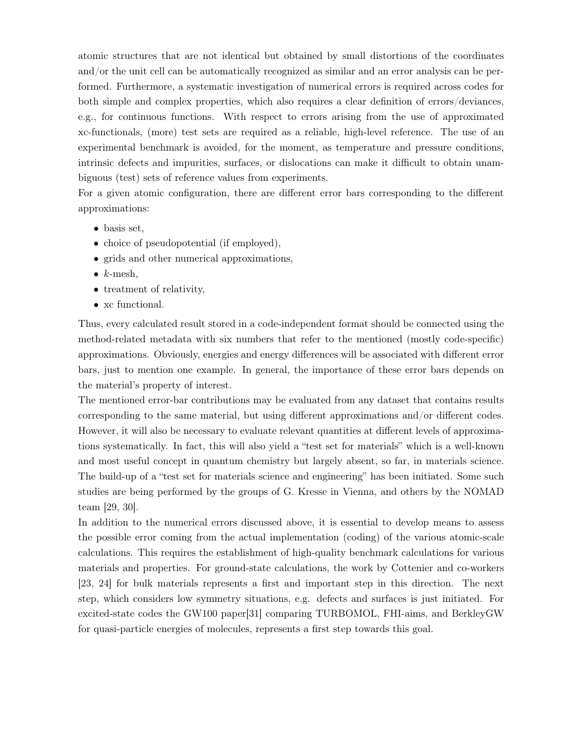atomic structures that are not identical but obtained by small distortions of the coordinates and/or the unit cell can be automatically recognized as similar and an error analysis can be performed. Furthermore, a systematic investigation of numerical errors is required across codes for both simple and complex properties, which also requires a clear definition of errors/deviances, e.g., for continuous functions. With respect to errors arising from the use of approximated xc-functionals, (more) test sets are required as a reliable, high-level reference. The use of an experimental benchmark is avoided, for the moment, as temperature and pressure conditions, intrinsic defects and impurities, surfaces, or dislocations can make it difficult to obtain unambiguous (test) sets of reference values from experiments.

For a given atomic configuration, there are different error bars corresponding to the different approximations:

- basis set,
- choice of pseudopotential (if employed),
- grids and other numerical approximations,
- $k$-mesh,
- treatment of relativity,
- xc functional.

Thus, every calculated result stored in a code-independent format should be connected using the method-related metadata with six numbers that refer to the mentioned (mostly code-specific) approximations. Obviously, energies and energy differences will be associated with different error bars, just to mention one example. In general, the importance of these error bars depends on the material's property of interest.

The mentioned error-bar contributions may be evaluated from any dataset that contains results corresponding to the same material, but using different approximations and/or different codes. However, it will also be necessary to evaluate relevant quantities at different levels of approximations systematically. In fact, this will also yield a "test set for materials" which is a well-known and most useful concept in quantum chemistry but largely absent, so far, in materials science. The build-up of a "test set for materials science and engineering" has been initiated. Some such studies are being performed by the groups of G. Kresse in Vienna, and others by the NOMAD team [29, 30].

In addition to the numerical errors discussed above, it is essential to develop means to assess the possible error coming from the actual implementation (coding) of the various atomic-scale calculations. This requires the establishment of high-quality benchmark calculations for various materials and properties. For ground-state calculations, the work by Cottenier and co-workers [23, 24] for bulk materials represents a first and important step in this direction. The next step, which considers low symmetry situations, e.g. defects and surfaces is just initiated. For excited-state codes the GW100 paper[31] comparing TURBOMOL, FHI-aims, and BerkleyGW for quasi-particle energies of molecules, represents a first step towards this goal.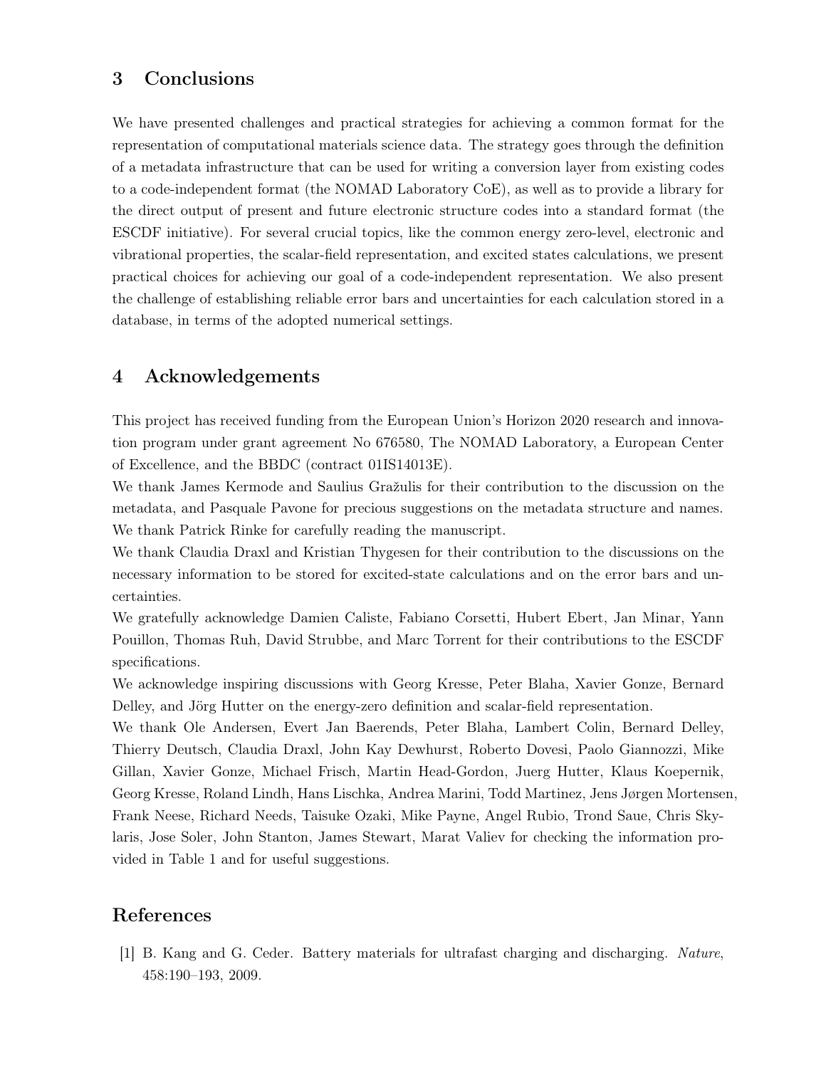## 3 Conclusions

We have presented challenges and practical strategies for achieving a common format for the representation of computational materials science data. The strategy goes through the definition of a metadata infrastructure that can be used for writing a conversion layer from existing codes to a code-independent format (the NOMAD Laboratory CoE), as well as to provide a library for the direct output of present and future electronic structure codes into a standard format (the ESCDF initiative). For several crucial topics, like the common energy zero-level, electronic and vibrational properties, the scalar-field representation, and excited states calculations, we present practical choices for achieving our goal of a code-independent representation. We also present the challenge of establishing reliable error bars and uncertainties for each calculation stored in a database, in terms of the adopted numerical settings.

## 4 Acknowledgements

This project has received funding from the European Union's Horizon 2020 research and innovation program under grant agreement No 676580, The NOMAD Laboratory, a European Center of Excellence, and the BBDC (contract 01IS14013E).

We thank James Kermode and Saulius Gražulis for their contribution to the discussion on the metadata, and Pasquale Pavone for precious suggestions on the metadata structure and names. We thank Patrick Rinke for carefully reading the manuscript.

We thank Claudia Draxl and Kristian Thygesen for their contribution to the discussions on the necessary information to be stored for excited-state calculations and on the error bars and uncertainties.

We gratefully acknowledge Damien Caliste, Fabiano Corsetti, Hubert Ebert, Jan Minar, Yann Pouillon, Thomas Ruh, David Strubbe, and Marc Torrent for their contributions to the ESCDF specifications.

We acknowledge inspiring discussions with Georg Kresse, Peter Blaha, Xavier Gonze, Bernard Delley, and Jörg Hutter on the energy-zero definition and scalar-field representation.

We thank Ole Andersen, Evert Jan Baerends, Peter Blaha, Lambert Colin, Bernard Delley, Thierry Deutsch, Claudia Draxl, John Kay Dewhurst, Roberto Dovesi, Paolo Giannozzi, Mike Gillan, Xavier Gonze, Michael Frisch, Martin Head-Gordon, Juerg Hutter, Klaus Koepernik, Georg Kresse, Roland Lindh, Hans Lischka, Andrea Marini, Todd Martinez, Jens Jørgen Mortensen, Frank Neese, Richard Needs, Taisuke Ozaki, Mike Payne, Angel Rubio, Trond Saue, Chris Skylaris, Jose Soler, John Stanton, James Stewart, Marat Valiev for checking the information provided in Table 1 and for useful suggestions.

## References

[1] B. Kang and G. Ceder. Battery materials for ultrafast charging and discharging. *Nature*, 458:190–193, 2009.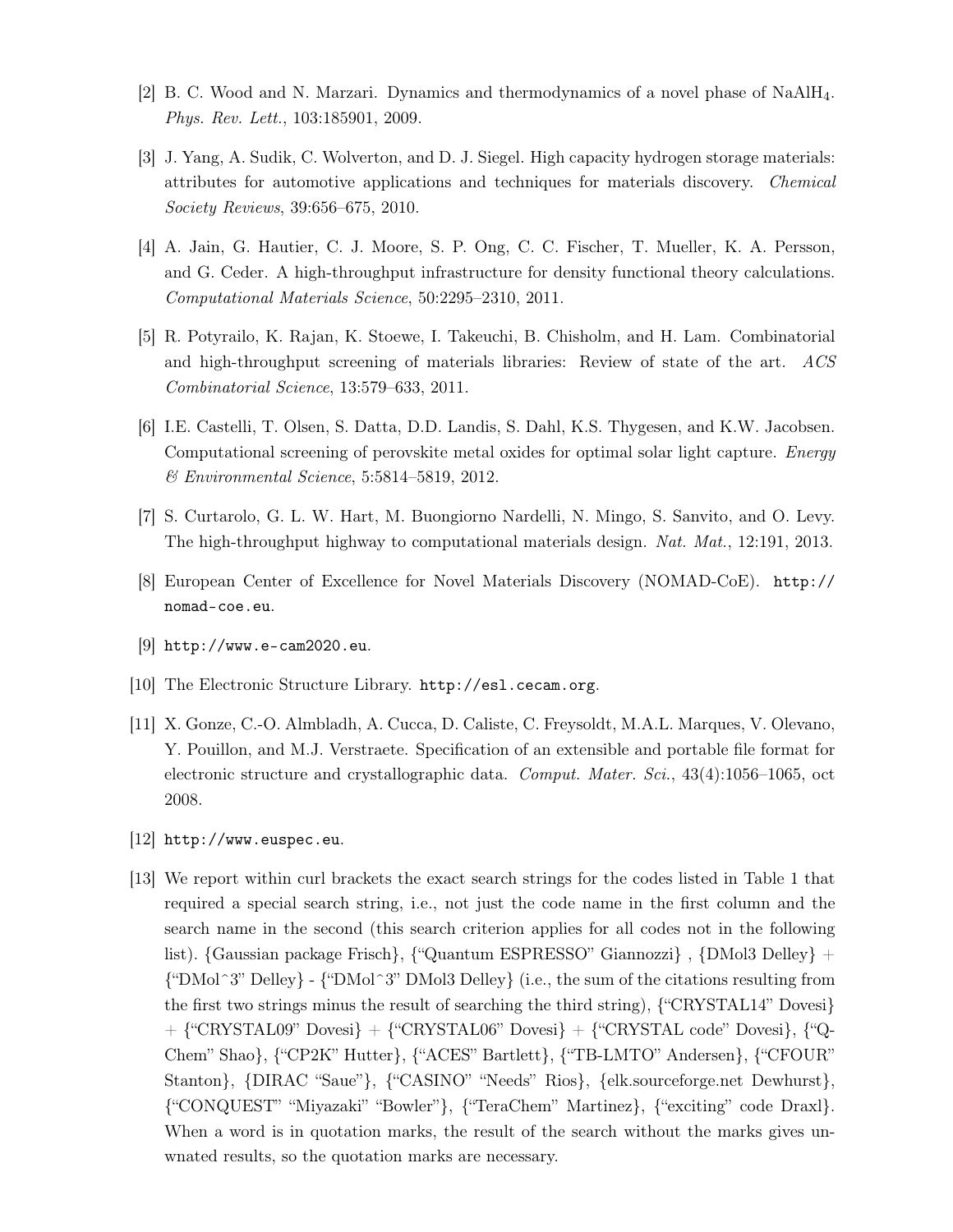[2] B. C. Wood and N. Marzari. Dynamics and thermodynamics of a novel phase of $NaAlH_4$. *Phys. Rev. Lett.*, 103:185901, 2009.

[3] J. Yang, A. Sudik, C. Wolverton, and D. J. Siegel. High capacity hydrogen storage materials: attributes for automotive applications and techniques for materials discovery. *Chemical Society Reviews*, 39:656–675, 2010.

[4] A. Jain, G. Hautier, C. J. Moore, S. P. Ong, C. C. Fischer, T. Mueller, K. A. Persson, and G. Ceder. A high-throughput infrastructure for density functional theory calculations. *Computational Materials Science*, 50:2295–2310, 2011.

[5] R. Potyrailo, K. Rajan, K. Stoewe, I. Takeuchi, B. Chisholm, and H. Lam. Combinatorial and high-throughput screening of materials libraries: Review of state of the art. *ACS Combinatorial Science*, 13:579–633, 2011.

[6] I.E. Castelli, T. Olsen, S. Datta, D.D. Landis, S. Dahl, K.S. Thygesen, and K.W. Jacobsen. Computational screening of perovskite metal oxides for optimal solar light capture. *Energy & Environmental Science*, 5:5814–5819, 2012.

[7] S. Curtarolo, G. L. W. Hart, M. Buongiorno Nardelli, N. Mingo, S. Sanvito, and O. Levy. The high-throughput highway to computational materials design. *Nat. Mat.*, 12:191, 2013.

[8] European Center of Excellence for Novel Materials Discovery (NOMAD-CoE). `http://nomad-coe.eu`.

[9] `http://www.e-cam2020.eu`.

[10] The Electronic Structure Library. `http://esl.cecam.org`.

[11] X. Gonze, C.-O. Almbladh, A. Cucca, D. Caliste, C. Freysoldt, M.A.L. Marques, V. Olevano, Y. Pouillon, and M.J. Verstraete. Specification of an extensible and portable file format for electronic structure and crystallographic data. *Comput. Mater. Sci.*, 43(4):1056–1065, oct 2008.

[12] `http://www.euspec.eu`.

[13] We report within curl brackets the exact search strings for the codes listed in Table 1 that required a special search string, i.e., not just the code name in the first column and the search name in the second (this search criterion applies for all codes not in the following list). {Gaussian package Frisch}, {"Quantum ESPRESSO" Giannozzi} , {DMol3 Delley} + {"DMol^3" Delley} - {"DMol^3" DMol3 Delley} (i.e., the sum of the citations resulting from the first two strings minus the result of searching the third string), {"CRYSTAL14" Dovesi} + {"CRYSTAL09" Dovesi} + {"CRYSTAL06" Dovesi} + {"CRYSTAL code" Dovesi}, {"Q-Chem" Shao}, {"CP2K" Hutter}, {"ACES" Bartlett}, {"TB-LMTO" Andersen}, {"CFOUR" Stanton}, {DIRAC "Saue"}, {"CASINO" "Needs" Rios}, {elk.sourceforge.net Dewhurst}, {"CONQUEST" "Miyazaki" "Bowler"}, {"TeraChem" Martinez}, {"exciting" code Draxl}. When a word is in quotation marks, the result of the search without the marks gives unwnated results, so the quotation marks are necessary.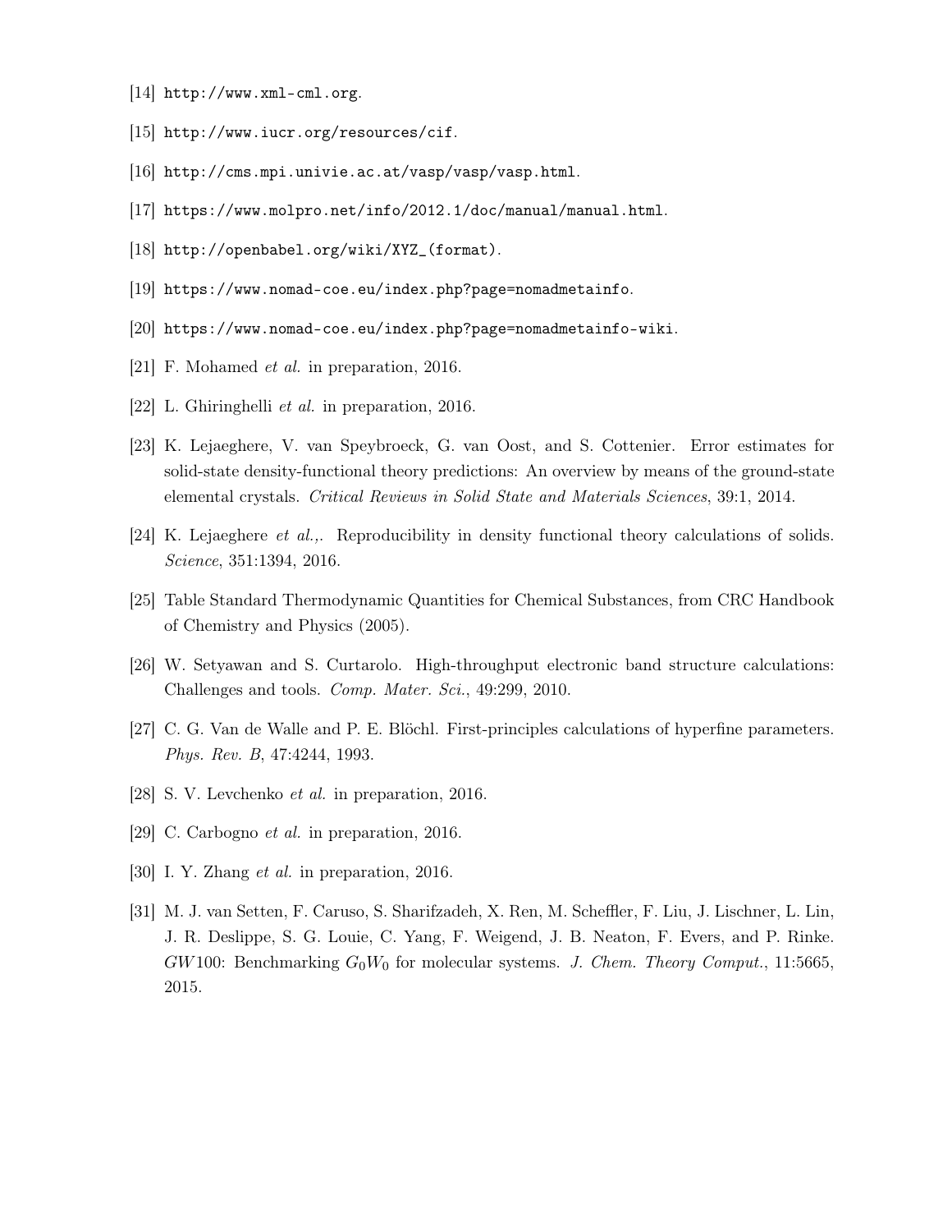[14] http://www.xml-cml.org.

[15] http://www.iucr.org/resources/cif.

[16] http://cms.mpi.univie.ac.at/vasp/vasp/vasp.html.

[17] https://www.molpro.net/info/2012.1/doc/manual/manual.html.

[18] http://openbabel.org/wiki/XYZ_(format).

[19] https://www.nomad-coe.eu/index.php?page=nomadmetainfo.

[20] https://www.nomad-coe.eu/index.php?page=nomadmetainfo-wiki.

[21] F. Mohamed *et al.* in preparation, 2016.

[22] L. Ghiringhelli *et al.* in preparation, 2016.

[23] K. Lejaeghere, V. van Speybroeck, G. van Oost, and S. Cottenier. Error estimates for solid-state density-functional theory predictions: An overview by means of the ground-state elemental crystals. *Critical Reviews in Solid State and Materials Sciences*, 39:1, 2014.

[24] K. Lejaeghere *et al.,*. Reproducibility in density functional theory calculations of solids. *Science*, 351:1394, 2016.

[25] Table Standard Thermodynamic Quantities for Chemical Substances, from CRC Handbook of Chemistry and Physics (2005).

[26] W. Setyawan and S. Curtarolo. High-throughput electronic band structure calculations: Challenges and tools. *Comp. Mater. Sci.*, 49:299, 2010.

[27] C. G. Van de Walle and P. E. Blöchl. First-principles calculations of hyperfine parameters. *Phys. Rev. B*, 47:4244, 1993.

[28] S. V. Levchenko *et al.* in preparation, 2016.

[29] C. Carbogno *et al.* in preparation, 2016.

[30] I. Y. Zhang *et al.* in preparation, 2016.

[31] M. J. van Setten, F. Caruso, S. Sharifzadeh, X. Ren, M. Scheffler, F. Liu, J. Lischner, L. Lin, J. R. Deslippe, S. G. Louie, C. Yang, F. Weigend, J. B. Neaton, F. Evers, and P. Rinke. $GW100$: Benchmarking $G_0W_0$ for molecular systems. *J. Chem. Theory Comput.*, 11:5665, 2015.